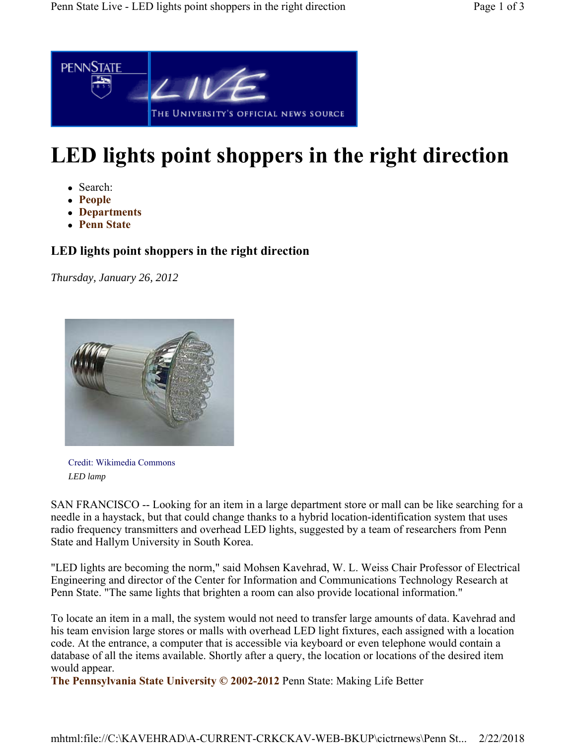# LED lights point shoppers in the right direction

- Search:
- **People**
- **Departments**
- **Penn State**

### LED lights point shoppers in the right direction

*Thursday, January 26, 2012*

Credit: Wikimedia Commons

*LED lamp*

SAN FRANCISCO -- Looking for an item in a large department store or mall can be like searching for a needle in a haystack, but that could change thanks to a hybrid location-identification system that uses radio frequency transmitters and overhead LED lights, suggested by a team of researchers from Penn State and Hallym University in South Korea.

"LED lights are becoming the norm," said Mohsen Kavehrad, W. L. Weiss Chair Professor of Electrical Engineering and director of the Center for Information and Communications Technology Research at Penn State. "The same lights that brighten a room can also provide locational information."

To locate an item in a mall, the system would not need to transfer large amounts of data. Kavehrad and his team envision large stores or malls with overhead LED light fixtures, each assigned with a location code. At the entrance, a computer that is accessible via keyboard or even telephone would contain a database of all the items available. Shortly after a query, the location or locations of the desired item would appear.

**The Pennsylvania State University © 2002-2012** Penn State: Making Life Better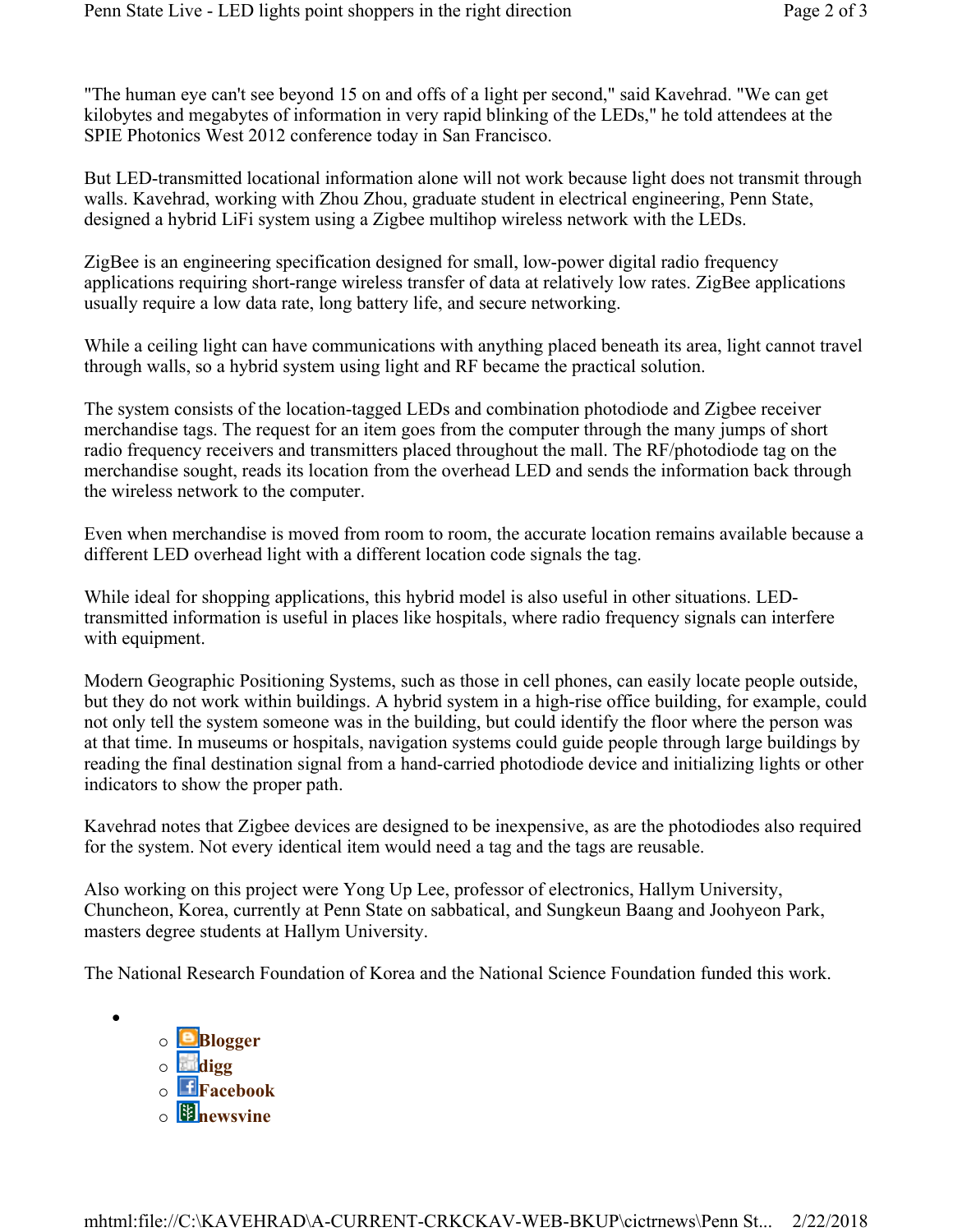"The human eye can't see beyond 15 on and offs of a light per second," said Kavehrad. "We can get kilobytes and megabytes of information in very rapid blinking of the LEDs," he told attendees at the SPIE Photonics West 2012 conference today in San Francisco.

But LED-transmitted locational information alone will not work because light does not transmit through walls. Kavehrad, working with Zhou Zhou, graduate student in electrical engineering, Penn State, designed a hybrid LiFi system using a Zigbee multihop wireless network with the LEDs.

ZigBee is an engineering specification designed for small, low-power digital radio frequency applications requiring short-range wireless transfer of data at relatively low rates. ZigBee applications usually require a low data rate, long battery life, and secure networking.

While a ceiling light can have communications with anything placed beneath its area, light cannot travel through walls, so a hybrid system using light and RF became the practical solution.

The system consists of the location-tagged LEDs and combination photodiode and Zigbee receiver merchandise tags. The request for an item goes from the computer through the many jumps of short radio frequency receivers and transmitters placed throughout the mall. The RF/photodiode tag on the merchandise sought, reads its location from the overhead LED and sends the information back through the wireless network to the computer.

Even when merchandise is moved from room to room, the accurate location remains available because a different LED overhead light with a different location code signals the tag.

While ideal for shopping applications, this hybrid model is also useful in other situations. LED-transmitted information is useful in places like hospitals, where radio frequency signals can interfere with equipment.

Modern Geographic Positioning Systems, such as those in cell phones, can easily locate people outside, but they do not work within buildings. A hybrid system in a high-rise office building, for example, could not only tell the system someone was in the building, but could identify the floor where the person was at that time. In museums or hospitals, navigation systems could guide people through large buildings by reading the final destination signal from a hand-carried photodiode device and initializing lights or other indicators to show the proper path.

Kavehrad notes that Zigbee devices are designed to be inexpensive, as are the photodiodes also required for the system. Not every identical item would need a tag and the tags are reusable.

Also working on this project were Yong Up Lee, professor of electronics, Hallym University, Chuncheon, Korea, currently at Penn State on sabbatical, and Sungkeun Baang and Joohyeon Park, masters degree students at Hallym University.

The National Research Foundation of Korea and the National Science Foundation funded this work.

- **Blogger**
- **digg**
- **Facebook**
- **newsvine**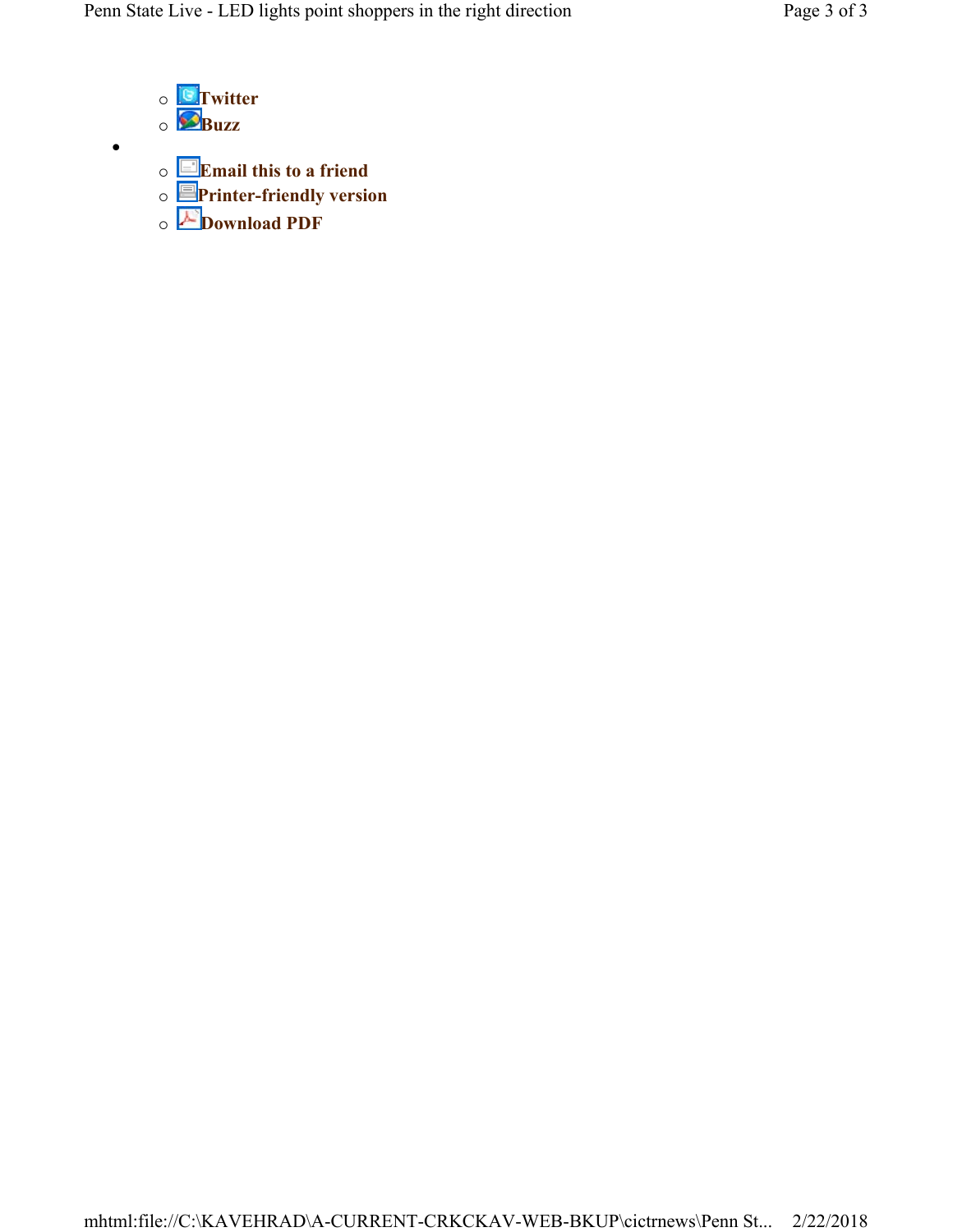- **Twitter**
  - **Buzz**
- 
  - **Email this to a friend**
  - **Printer-friendly version**
  - **Download PDF**